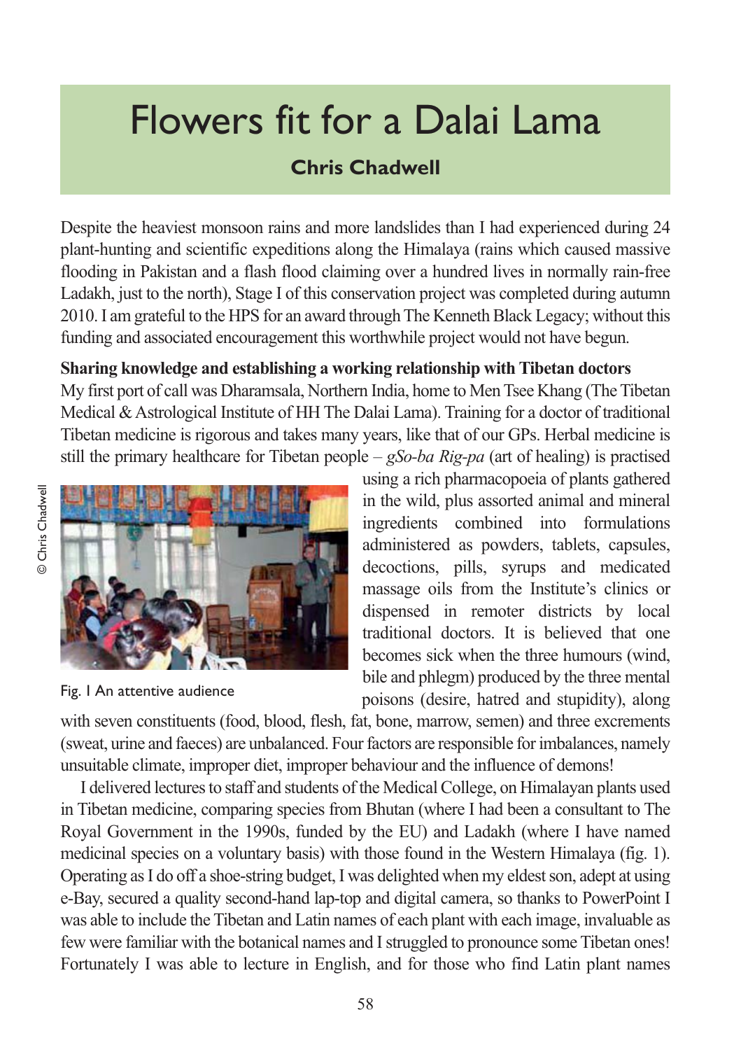# Flowers fit for a Dalai Lama

**Chris Chadwell**

Despite the heaviest monsoon rains and more landslides than I had experienced during 24 plant-hunting and scientific expeditions along the Himalaya (rains which caused massive flooding in Pakistan and a flash flood claiming over a hundred lives in normally rain-free Ladakh, just to the north), Stage I of this conservation project was completed during autumn 2010. I am grateful to the HPS for an award through The Kenneth Black Legacy; without this funding and associated encouragement this worthwhile project would not have begun.

**Sharing knowledge and establishing a working relationship with Tibetan doctors**

My first port of call was Dharamsala, Northern India, home to Men Tsee Khang (The Tibetan Medical & Astrological Institute of HH The Dalai Lama). Training for a doctor of traditional Tibetan medicine is rigorous and takes many years, like that of our GPs. Herbal medicine is still the primary healthcare for Tibetan people – *gSo-ba Rig-pa* (art of healing) is practised using a rich pharmacopoeia of plants gathered in the wild, plus assorted animal and mineral ingredients combined into formulations administered as powders, tablets, capsules, decoctions, pills, syrups and medicated massage oils from the Institute's clinics or dispensed in remoter districts by local traditional doctors. It is believed that one becomes sick when the three humours (wind, bile and phlegm) produced by the three mental poisons (desire, hatred and stupidity), along with seven constituents (food, blood, flesh, fat, bone, marrow, semen) and three excrements (sweat, urine and faeces) are unbalanced. Four factors are responsible for imbalances, namely unsuitable climate, improper diet, improper behaviour and the influence of demons!

© Chris Chadwell

Fig. 1 An attentive audience

I delivered lectures to staff and students of the Medical College, on Himalayan plants used in Tibetan medicine, comparing species from Bhutan (where I had been a consultant to The Royal Government in the 1990s, funded by the EU) and Ladakh (where I have named medicinal species on a voluntary basis) with those found in the Western Himalaya (fig. 1). Operating as I do off a shoe-string budget, I was delighted when my eldest son, adept at using e-Bay, secured a quality second-hand lap-top and digital camera, so thanks to PowerPoint I was able to include the Tibetan and Latin names of each plant with each image, invaluable as few were familiar with the botanical names and I struggled to pronounce some Tibetan ones! Fortunately I was able to lecture in English, and for those who find Latin plant names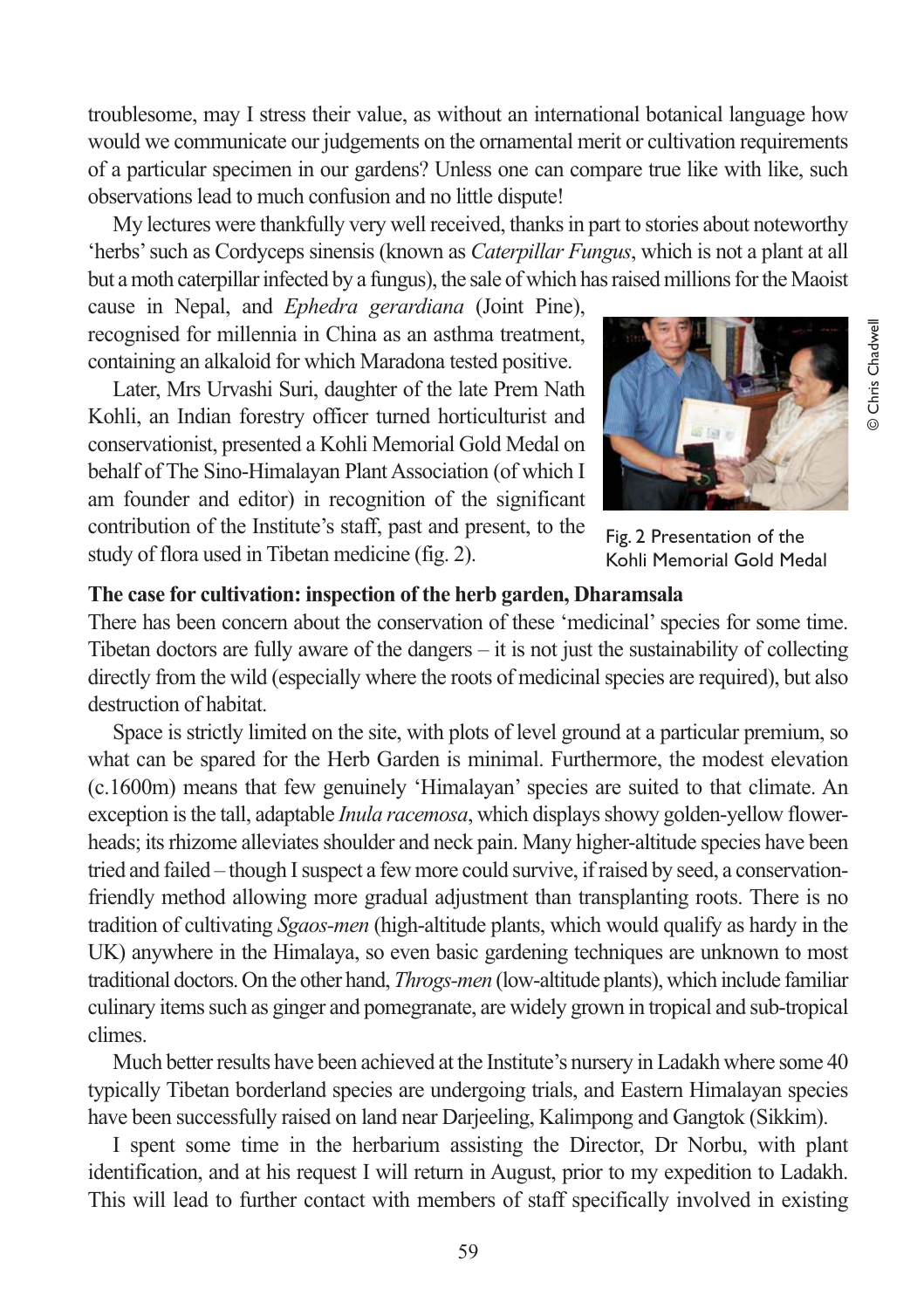troublesome, may I stress their value, as without an international botanical language how would we communicate our judgements on the ornamental merit or cultivation requirements of a particular specimen in our gardens? Unless one can compare true like with like, such observations lead to much confusion and no little dispute!

My lectures were thankfully very well received, thanks in part to stories about noteworthy 'herbs' such as Cordyceps sinensis (known as *Caterpillar Fungus*, which is not a plant at all but a moth caterpillar infected by a fungus), the sale of which has raised millions for the Maoist cause in Nepal, and *Ephedra gerardiana* (Joint Pine), recognised for millennia in China as an asthma treatment, containing an alkaloid for which Maradona tested positive.

Later, Mrs Urvashi Suri, daughter of the late Prem Nath Kohli, an Indian forestry officer turned horticulturist and conservationist, presented a Kohli Memorial Gold Medal on behalf of The Sino-Himalayan Plant Association (of which I am founder and editor) in recognition of the significant contribution of the Institute's staff, past and present, to the study of flora used in Tibetan medicine (fig. 2).

Fig. 2 Presentation of the Kohli Memorial Gold Medal

© Chris Chadwell

**The case for cultivation: inspection of the herb garden, Dharamsala**

There has been concern about the conservation of these 'medicinal' species for some time. Tibetan doctors are fully aware of the dangers – it is not just the sustainability of collecting directly from the wild (especially where the roots of medicinal species are required), but also destruction of habitat.

Space is strictly limited on the site, with plots of level ground at a particular premium, so what can be spared for the Herb Garden is minimal. Furthermore, the modest elevation (c.1600m) means that few genuinely 'Himalayan' species are suited to that climate. An exception is the tall, adaptable *Inula racemosa*, which displays showy golden-yellow flower-heads; its rhizome alleviates shoulder and neck pain. Many higher-altitude species have been tried and failed – though I suspect a few more could survive, if raised by seed, a conservation-friendly method allowing more gradual adjustment than transplanting roots. There is no tradition of cultivating *Sgaos-men* (high-altitude plants, which would qualify as hardy in the UK) anywhere in the Himalaya, so even basic gardening techniques are unknown to most traditional doctors. On the other hand, *Throgs-men* (low-altitude plants), which include familiar culinary items such as ginger and pomegranate, are widely grown in tropical and sub-tropical climes.

Much better results have been achieved at the Institute's nursery in Ladakh where some 40 typically Tibetan borderland species are undergoing trials, and Eastern Himalayan species have been successfully raised on land near Darjeeling, Kalimpong and Gangtok (Sikkim).

I spent some time in the herbarium assisting the Director, Dr Norbu, with plant identification, and at his request I will return in August, prior to my expedition to Ladakh. This will lead to further contact with members of staff specifically involved in existing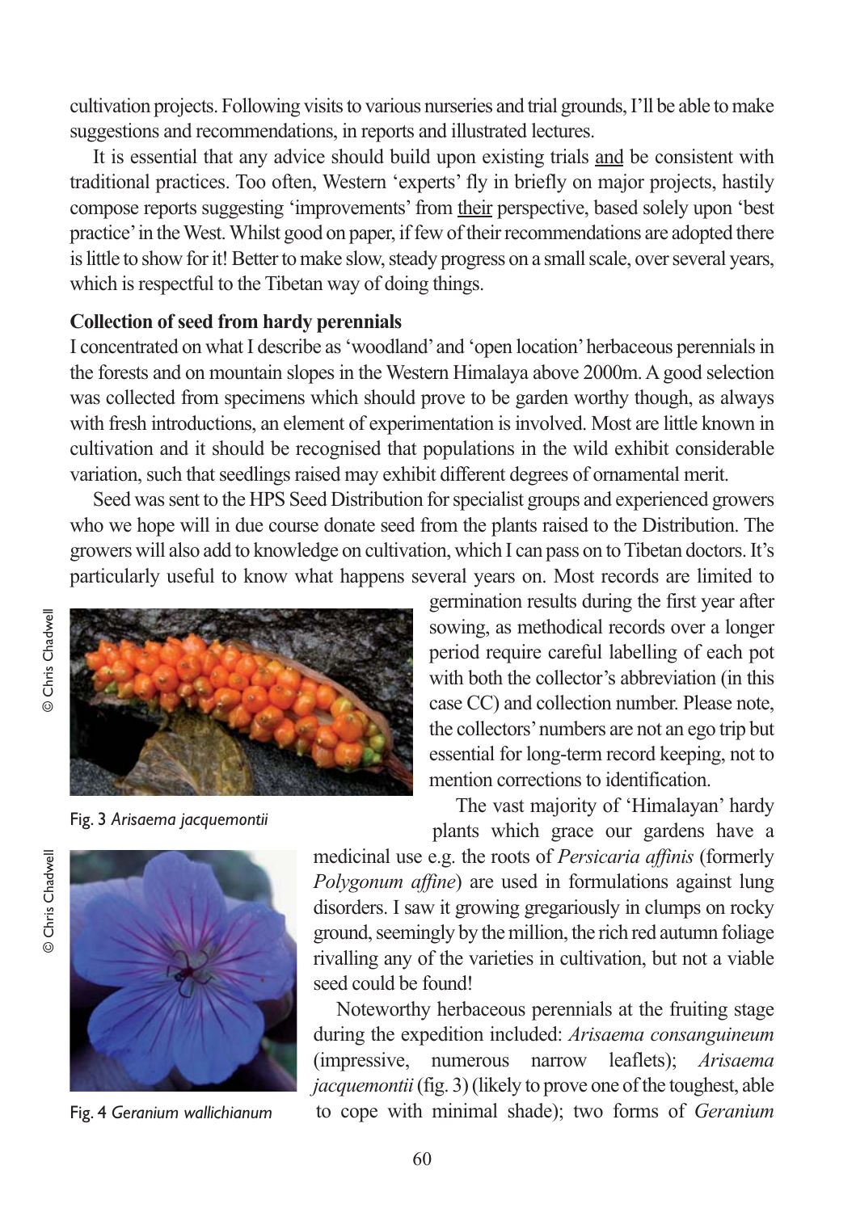cultivation projects. Following visits to various nurseries and trial grounds, I'll be able to make suggestions and recommendations, in reports and illustrated lectures.

It is essential that any advice should build upon existing trials and be consistent with traditional practices. Too often, Western 'experts' fly in briefly on major projects, hastily compose reports suggesting 'improvements' from their perspective, based solely upon 'best practice' in the West. Whilst good on paper, if few of their recommendations are adopted there is little to show for it! Better to make slow, steady progress on a small scale, over several years, which is respectful to the Tibetan way of doing things.

**Collection of seed from hardy perennials**

I concentrated on what I describe as 'woodland' and 'open location' herbaceous perennials in the forests and on mountain slopes in the Western Himalaya above 2000m. A good selection was collected from specimens which should prove to be garden worthy though, as always with fresh introductions, an element of experimentation is involved. Most are little known in cultivation and it should be recognised that populations in the wild exhibit considerable variation, such that seedlings raised may exhibit different degrees of ornamental merit.

Seed was sent to the HPS Seed Distribution for specialist groups and experienced growers who we hope will in due course donate seed from the plants raised to the Distribution. The growers will also add to knowledge on cultivation, which I can pass on to Tibetan doctors. It's particularly useful to know what happens several years on. Most records are limited to germination results during the first year after sowing, as methodical records over a longer period require careful labelling of each pot with both the collector's abbreviation (in this case CC) and collection number. Please note, the collectors' numbers are not an ego trip but essential for long-term record keeping, not to mention corrections to identification.

© Chris Chadwell

Fig. 3 *Arisaema jacquemontii*

© Chris Chadwell

Fig. 4 *Geranium wallichianum*

The vast majority of 'Himalayan' hardy plants which grace our gardens have a medicinal use e.g. the roots of *Persicaria affinis* (formerly *Polygonum affine*) are used in formulations against lung disorders. I saw it growing gregariously in clumps on rocky ground, seemingly by the million, the rich red autumn foliage rivalling any of the varieties in cultivation, but not a viable seed could be found!

Noteworthy herbaceous perennials at the fruiting stage during the expedition included: *Arisaema consanguineum* (impressive, numerous narrow leaflets); *Arisaema jacquemontii* (fig. 3) (likely to prove one of the toughest, able to cope with minimal shade); two forms of *Geranium*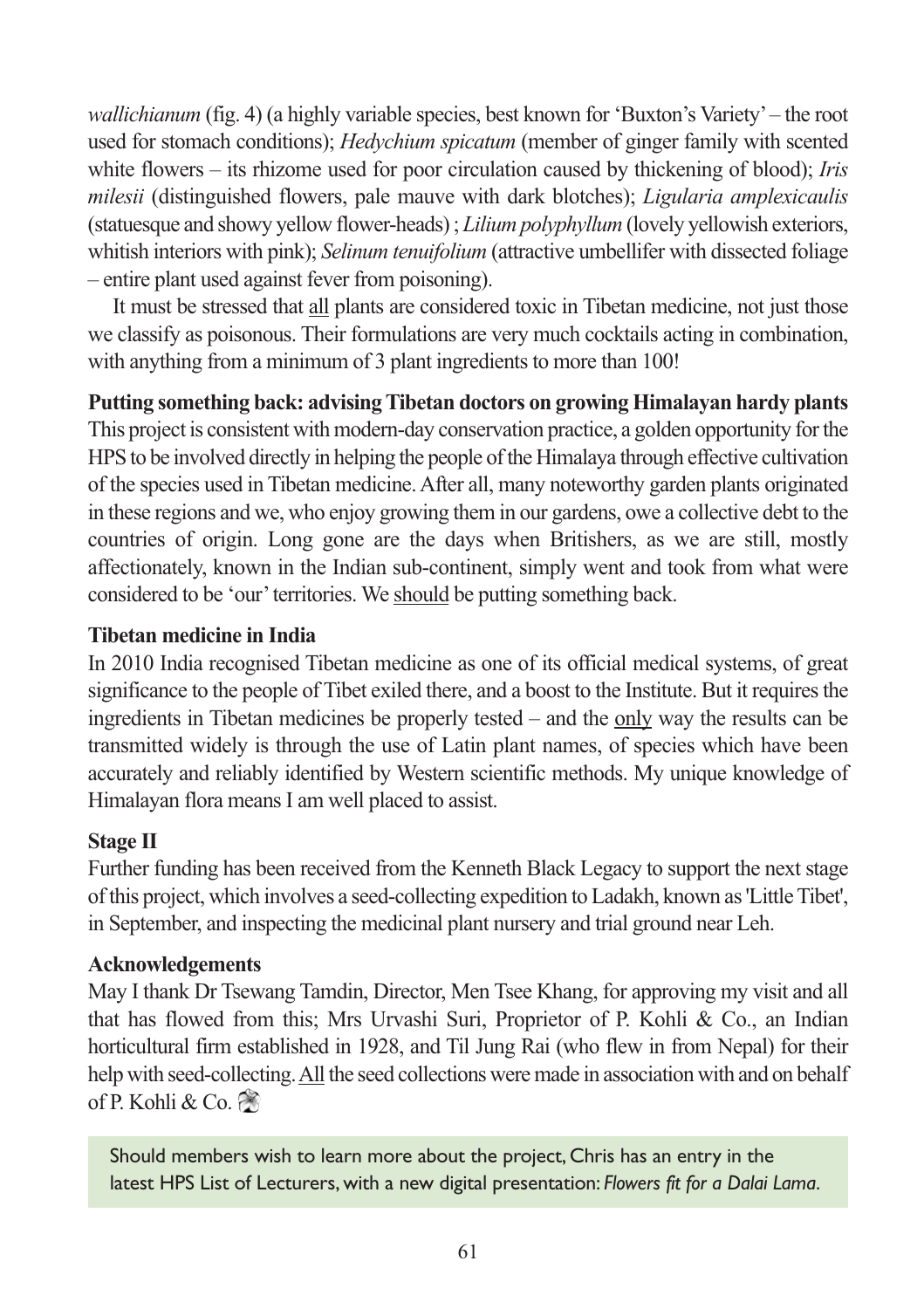*wallichianum* (fig. 4) (a highly variable species, best known for 'Buxton's Variety' – the root used for stomach conditions); *Hedychium spicatum* (member of ginger family with scented white flowers – its rhizome used for poor circulation caused by thickening of blood); *Iris milesii* (distinguished flowers, pale mauve with dark blotches); *Ligularia amplexicaulis* (statuesque and showy yellow flower-heads) ; *Lilium polyphyllum* (lovely yellowish exteriors, whitish interiors with pink); *Selinum tenuifolium* (attractive umbellifer with dissected foliage – entire plant used against fever from poisoning).

It must be stressed that <u>all</u> plants are considered toxic in Tibetan medicine, not just those we classify as poisonous. Their formulations are very much cocktails acting in combination, with anything from a minimum of 3 plant ingredients to more than 100!

**Putting something back: advising Tibetan doctors on growing Himalayan hardy plants**

This project is consistent with modern-day conservation practice, a golden opportunity for the HPS to be involved directly in helping the people of the Himalaya through effective cultivation of the species used in Tibetan medicine. After all, many noteworthy garden plants originated in these regions and we, who enjoy growing them in our gardens, owe a collective debt to the countries of origin. Long gone are the days when Britishers, as we are still, mostly affectionately, known in the Indian sub-continent, simply went and took from what were considered to be 'our' territories. We <u>should</u> be putting something back.

**Tibetan medicine in India**

In 2010 India recognised Tibetan medicine as one of its official medical systems, of great significance to the people of Tibet exiled there, and a boost to the Institute. But it requires the ingredients in Tibetan medicines be properly tested – and the <u>only</u> way the results can be transmitted widely is through the use of Latin plant names, of species which have been accurately and reliably identified by Western scientific methods. My unique knowledge of Himalayan flora means I am well placed to assist.

**Stage II**

Further funding has been received from the Kenneth Black Legacy to support the next stage of this project, which involves a seed-collecting expedition to Ladakh, known as 'Little Tibet', in September, and inspecting the medicinal plant nursery and trial ground near Leh.

**Acknowledgements**

May I thank Dr Tsewang Tamdin, Director, Men Tsee Khang, for approving my visit and all that has flowed from this; Mrs Urvashi Suri, Proprietor of P. Kohli & Co., an Indian horticultural firm established in 1928, and Til Jung Rai (who flew in from Nepal) for their help with seed-collecting. <u>All</u> the seed collections were made in association with and on behalf of P. Kohli & Co.

Should members wish to learn more about the project, Chris has an entry in the latest HPS List of Lecturers, with a new digital presentation: *Flowers fit for a Dalai Lama*.